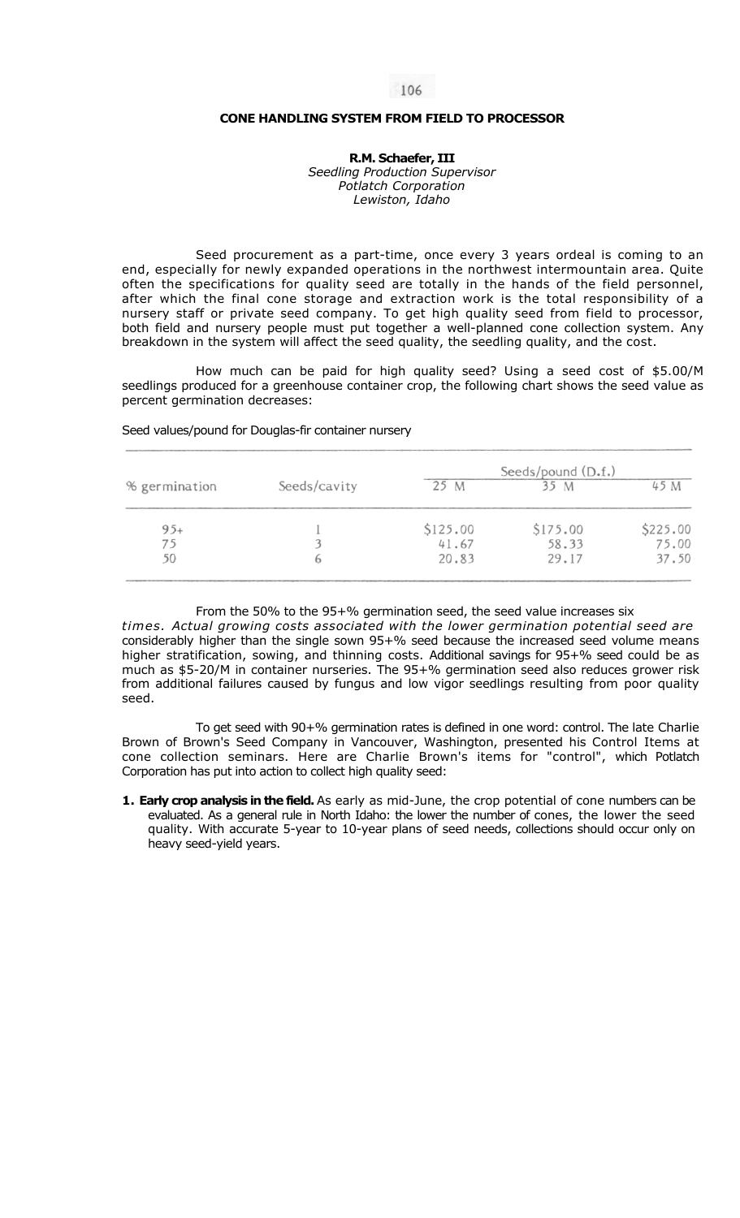## CONE HANDLING SYSTEM FROM FIELD TO PROCESSOR

**R.M. Schaefer, III**
*Seedling Production Supervisor*
*Potlatch Corporation*
*Lewiston, Idaho*

Seed procurement as a part-time, once every 3 years ordeal is coming to an end, especially for newly expanded operations in the northwest intermountain area. Quite often the specifications for quality seed are totally in the hands of the field personnel, after which the final cone storage and extraction work is the total responsibility of a nursery staff or private seed company. To get high quality seed from field to processor, both field and nursery people must put together a well-planned cone collection system. Any breakdown in the system will affect the seed quality, the seedling quality, and the cost.

How much can be paid for high quality seed? Using a seed cost of $5.00/M seedlings produced for a greenhouse container crop, the following chart shows the seed value as percent germination decreases:

Seed values/pound for Douglas-fir container nursery

| % germination | Seeds/cavity | Seeds/pound (D.f.) | | |
|---|---|---|---|---|
| | | 25 M | 35 M | 45 M |
| 95+ | 1 | $125.00 | $175.00 | $225.00 |
| 75 | 3 | 41.67 | 58.33 | 75.00 |
| 50 | 6 | 20.83 | 29.17 | 37.50 |

From the 50% to the 95+% germination seed, the seed value increases six *times. Actual growing costs associated with the lower germination potential seed are* considerably higher than the single sown 95+% seed because the increased seed volume means higher stratification, sowing, and thinning costs. Additional savings for 95+% seed could be as much as $5-20/M in container nurseries. The 95+% germination seed also reduces grower risk from additional failures caused by fungus and low vigor seedlings resulting from poor quality seed.

To get seed with 90+% germination rates is defined in one word: control. The late Charlie Brown of Brown's Seed Company in Vancouver, Washington, presented his Control Items at cone collection seminars. Here are Charlie Brown's items for "control", which Potlatch Corporation has put into action to collect high quality seed:

1. **Early crop analysis in the field.** As early as mid-June, the crop potential of cone numbers can be evaluated. As a general rule in North Idaho: the lower the number of cones, the lower the seed quality. With accurate 5-year to 10-year plans of seed needs, collections should occur only on heavy seed-yield years.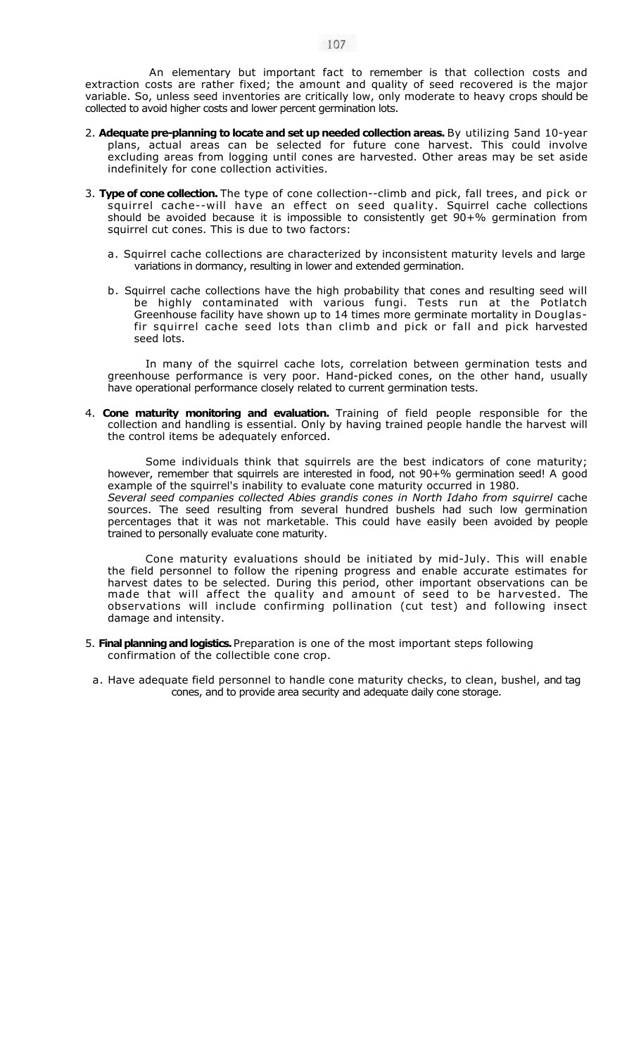An elementary but important fact to remember is that collection costs and extraction costs are rather fixed; the amount and quality of seed recovered is the major variable. So, unless seed inventories are critically low, only moderate to heavy crops should be collected to avoid higher costs and lower percent germination lots.

2. **Adequate pre-planning to locate and set up needed collection areas.** By utilizing 5and 10-year plans, actual areas can be selected for future cone harvest. This could involve excluding areas from logging until cones are harvested. Other areas may be set aside indefinitely for cone collection activities.

3. **Type of cone collection.** The type of cone collection--climb and pick, fall trees, and pick or squirrel cache--will have an effect on seed quality. Squirrel cache collections should be avoided because it is impossible to consistently get 90+% germination from squirrel cut cones. This is due to two factors:

   a. Squirrel cache collections are characterized by inconsistent maturity levels and large variations in dormancy, resulting in lower and extended germination.

   b. Squirrel cache collections have the high probability that cones and resulting seed will be highly contaminated with various fungi. Tests run at the Potlatch Greenhouse facility have shown up to 14 times more germinate mortality in Douglas-fir squirrel cache seed lots than climb and pick or fall and pick harvested seed lots.

   In many of the squirrel cache lots, correlation between germination tests and greenhouse performance is very poor. Hand-picked cones, on the other hand, usually have operational performance closely related to current germination tests.

4. **Cone maturity monitoring and evaluation.** Training of field people responsible for the collection and handling is essential. Only by having trained people handle the harvest will the control items be adequately enforced.

   Some individuals think that squirrels are the best indicators of cone maturity; however, remember that squirrels are interested in food, not 90+% germination seed! A good example of the squirrel's inability to evaluate cone maturity occurred in 1980.
   *Several seed companies collected Abies grandis cones in North Idaho from squirrel* cache sources. The seed resulting from several hundred bushels had such low germination percentages that it was not marketable. This could have easily been avoided by people trained to personally evaluate cone maturity.

   Cone maturity evaluations should be initiated by mid-July. This will enable the field personnel to follow the ripening progress and enable accurate estimates for harvest dates to be selected. During this period, other important observations can be made that will affect the quality and amount of seed to be harvested. The observations will include confirming pollination (cut test) and following insect damage and intensity.

5. **Final planning and logistics.** Preparation is one of the most important steps following confirmation of the collectible cone crop.

   a. Have adequate field personnel to handle cone maturity checks, to clean, bushel, and tag cones, and to provide area security and adequate daily cone storage.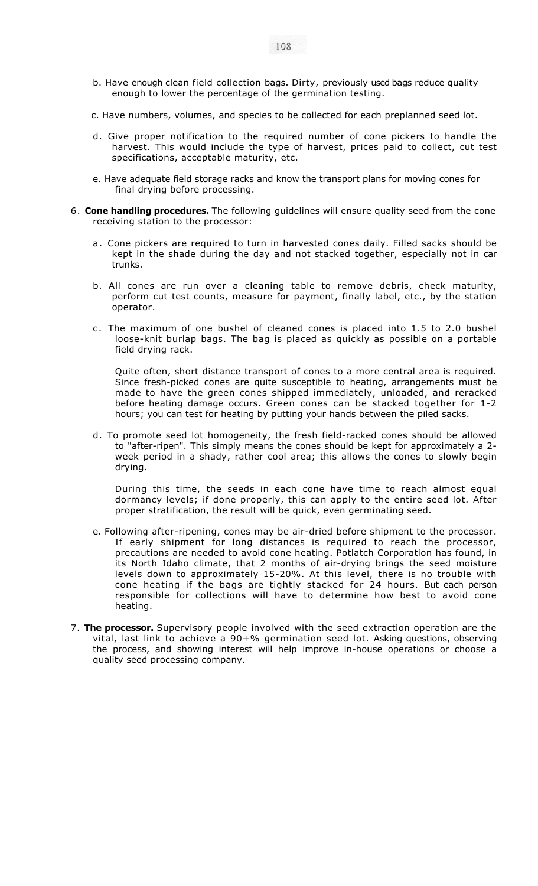b. Have enough clean field collection bags. Dirty, previously used bags reduce quality enough to lower the percentage of the germination testing.

c. Have numbers, volumes, and species to be collected for each preplanned seed lot.

d. Give proper notification to the required number of cone pickers to handle the harvest. This would include the type of harvest, prices paid to collect, cut test specifications, acceptable maturity, etc.

e. Have adequate field storage racks and know the transport plans for moving cones for final drying before processing.

6. **Cone handling procedures.** The following guidelines will ensure quality seed from the cone receiving station to the processor:

   a. Cone pickers are required to turn in harvested cones daily. Filled sacks should be kept in the shade during the day and not stacked together, especially not in car trunks.

   b. All cones are run over a cleaning table to remove debris, check maturity, perform cut test counts, measure for payment, finally label, etc., by the station operator.

   c. The maximum of one bushel of cleaned cones is placed into 1.5 to 2.0 bushel loose-knit burlap bags. The bag is placed as quickly as possible on a portable field drying rack.

      Quite often, short distance transport of cones to a more central area is required. Since fresh-picked cones are quite susceptible to heating, arrangements must be made to have the green cones shipped immediately, unloaded, and reracked before heating damage occurs. Green cones can be stacked together for 1-2 hours; you can test for heating by putting your hands between the piled sacks.

   d. To promote seed lot homogeneity, the fresh field-racked cones should be allowed to "after-ripen". This simply means the cones should be kept for approximately a 2-week period in a shady, rather cool area; this allows the cones to slowly begin drying.

      During this time, the seeds in each cone have time to reach almost equal dormancy levels; if done properly, this can apply to the entire seed lot. After proper stratification, the result will be quick, even germinating seed.

   e. Following after-ripening, cones may be air-dried before shipment to the processor. If early shipment for long distances is required to reach the processor, precautions are needed to avoid cone heating. Potlatch Corporation has found, in its North Idaho climate, that 2 months of air-drying brings the seed moisture levels down to approximately 15-20%. At this level, there is no trouble with cone heating if the bags are tightly stacked for 24 hours. But each person responsible for collections will have to determine how best to avoid cone heating.

7. **The processor.** Supervisory people involved with the seed extraction operation are the vital, last link to achieve a 90+% germination seed lot. Asking questions, observing the process, and showing interest will help improve in-house operations or choose a quality seed processing company.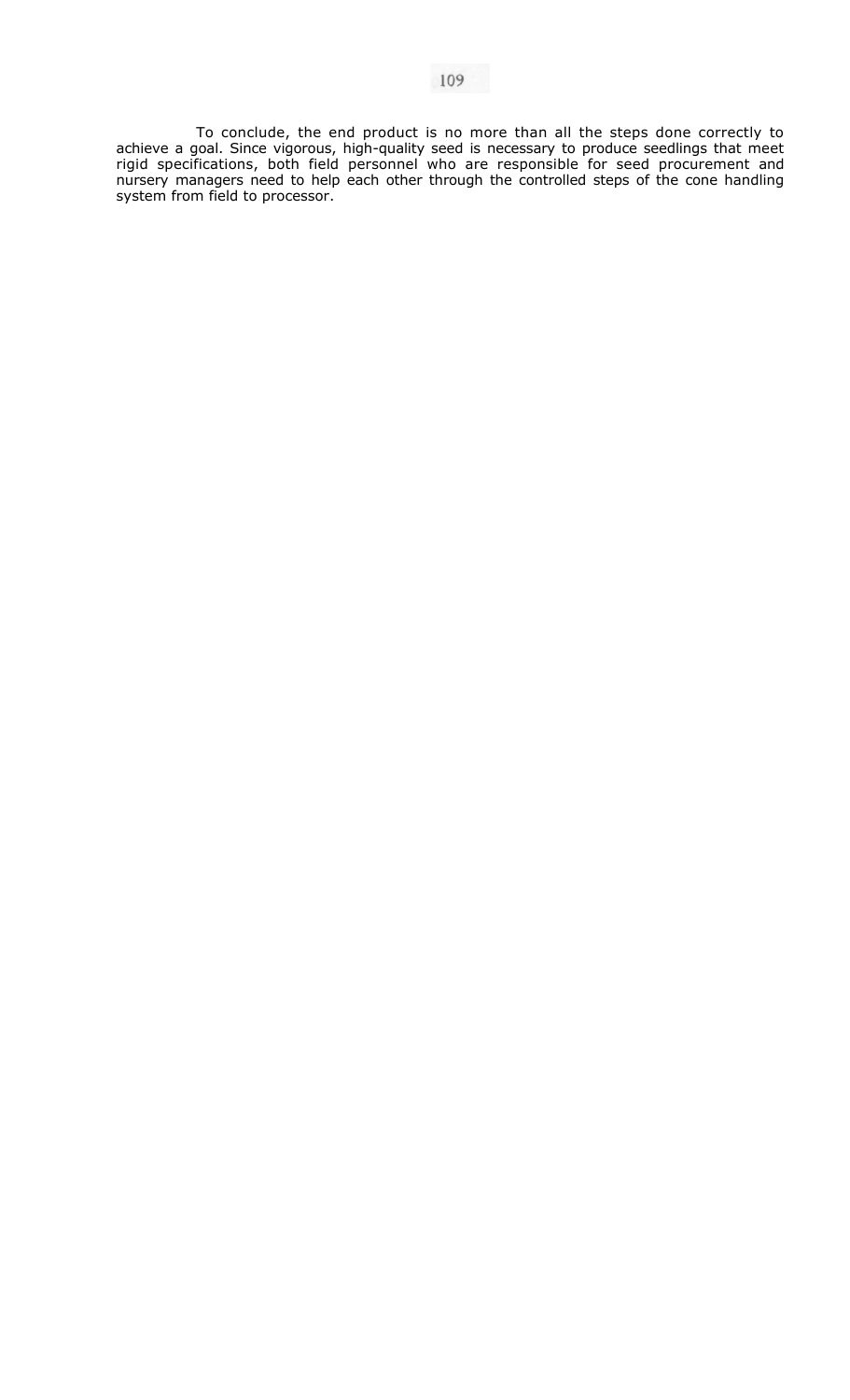To conclude, the end product is no more than all the steps done correctly to achieve a goal. Since vigorous, high-quality seed is necessary to produce seedlings that meet rigid specifications, both field personnel who are responsible for seed procurement and nursery managers need to help each other through the controlled steps of the cone handling system from field to processor.